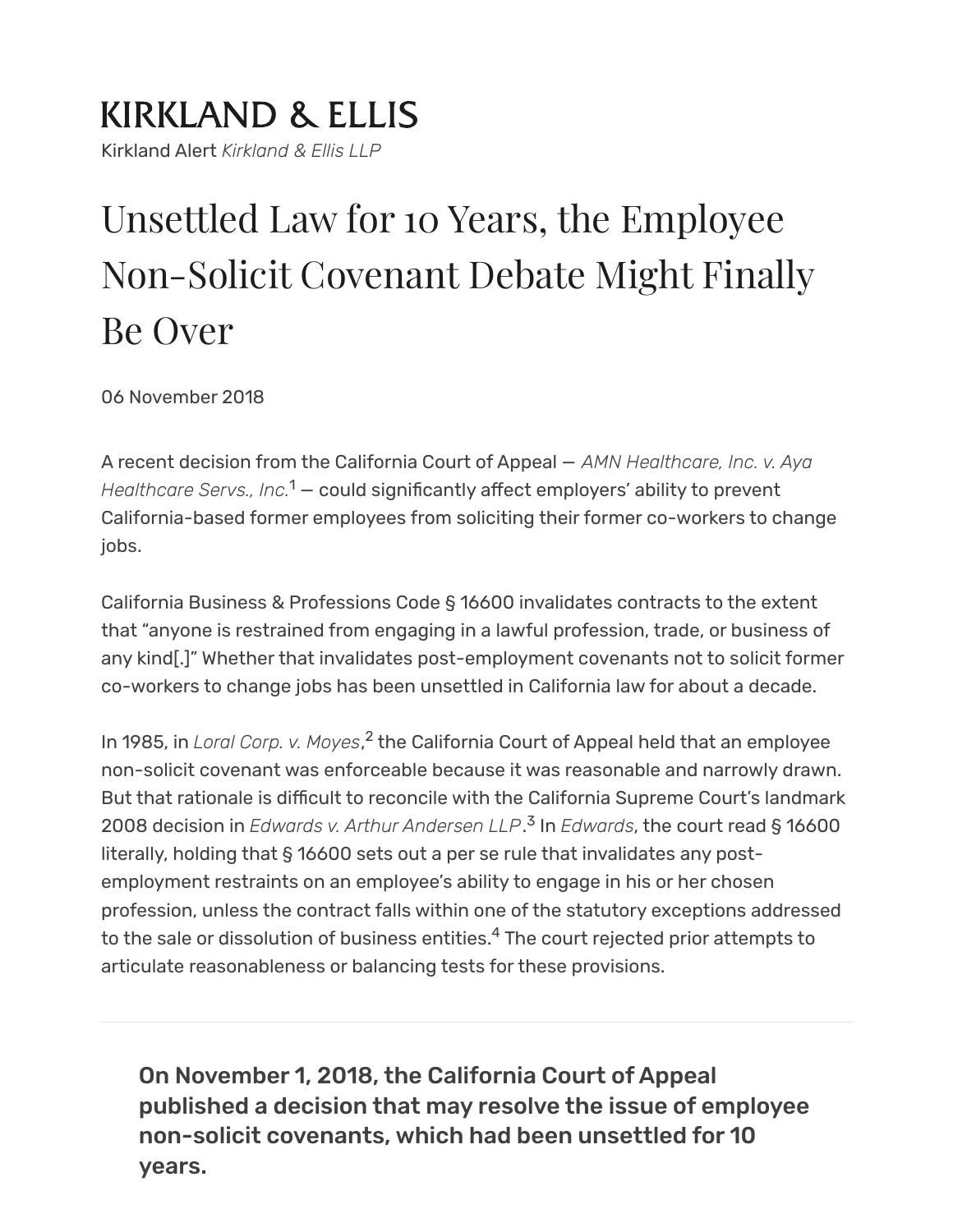# KIRKLAND & ELLIS

Kirkland Alert *Kirkland & Ellis LLP*

# Unsettled Law for 10 Years, the Employee Non-Solicit Covenant Debate Might Finally Be Over

06 November 2018

A recent decision from the California Court of Appeal — *AMN Healthcare, Inc. v. Aya Healthcare Servs., Inc.*[1] — could significantly affect employers' ability to prevent California-based former employees from soliciting their former co-workers to change jobs.

California Business & Professions Code § 16600 invalidates contracts to the extent that "anyone is restrained from engaging in a lawful profession, trade, or business of any kind[.]" Whether that invalidates post-employment covenants not to solicit former co-workers to change jobs has been unsettled in California law for about a decade.

In 1985, in *Loral Corp. v. Moyes*,[2] the California Court of Appeal held that an employee non-solicit covenant was enforceable because it was reasonable and narrowly drawn. But that rationale is difficult to reconcile with the California Supreme Court's landmark 2008 decision in *Edwards v. Arthur Andersen LLP*.[3] In *Edwards*, the court read § 16600 literally, holding that § 16600 sets out a per se rule that invalidates any post-employment restraints on an employee's ability to engage in his or her chosen profession, unless the contract falls within one of the statutory exceptions addressed to the sale or dissolution of business entities.[4] The court rejected prior attempts to articulate reasonableness or balancing tests for these provisions.

**On November 1, 2018, the California Court of Appeal published a decision that may resolve the issue of employee non-solicit covenants, which had been unsettled for 10 years.**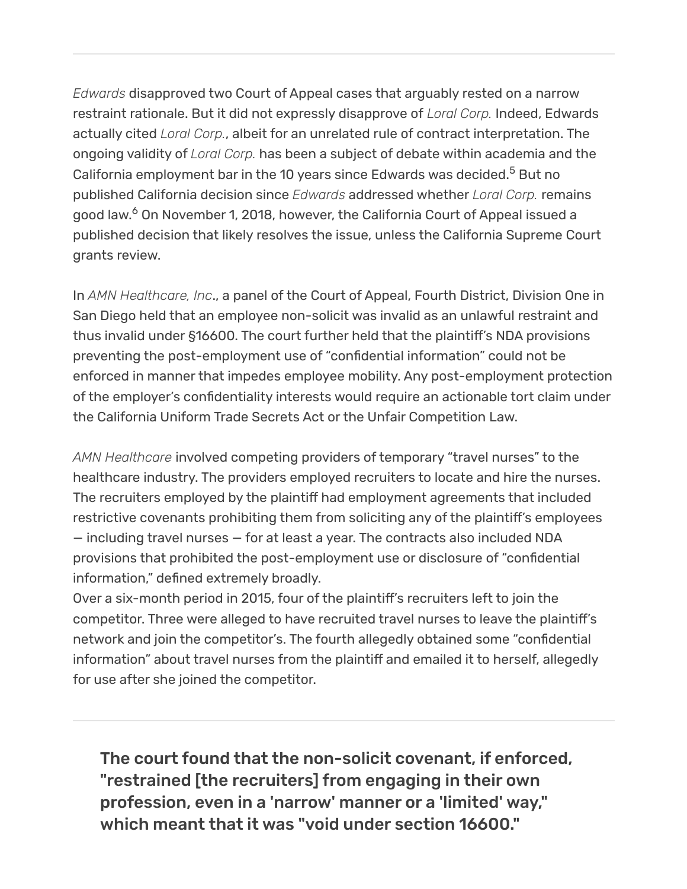---

*Edwards* disapproved two Court of Appeal cases that arguably rested on a narrow restraint rationale. But it did not expressly disapprove of *Loral Corp.* Indeed, Edwards actually cited *Loral Corp.*, albeit for an unrelated rule of contract interpretation. The ongoing validity of *Loral Corp.* has been a subject of debate within academia and the California employment bar in the 10 years since Edwards was decided.[5] But no published California decision since *Edwards* addressed whether *Loral Corp.* remains good law.[6] On November 1, 2018, however, the California Court of Appeal issued a published decision that likely resolves the issue, unless the California Supreme Court grants review.

In *AMN Healthcare, Inc*., a panel of the Court of Appeal, Fourth District, Division One in San Diego held that an employee non-solicit was invalid as an unlawful restraint and thus invalid under §16600. The court further held that the plaintiff's NDA provisions preventing the post-employment use of "confidential information" could not be enforced in manner that impedes employee mobility. Any post-employment protection of the employer's confidentiality interests would require an actionable tort claim under the California Uniform Trade Secrets Act or the Unfair Competition Law.

*AMN Healthcare* involved competing providers of temporary "travel nurses" to the healthcare industry. The providers employed recruiters to locate and hire the nurses. The recruiters employed by the plaintiff had employment agreements that included restrictive covenants prohibiting them from soliciting any of the plaintiff's employees — including travel nurses — for at least a year. The contracts also included NDA provisions that prohibited the post-employment use or disclosure of "confidential information," defined extremely broadly.
Over a six-month period in 2015, four of the plaintiff's recruiters left to join the competitor. Three were alleged to have recruited travel nurses to leave the plaintiff's network and join the competitor's. The fourth allegedly obtained some "confidential information" about travel nurses from the plaintiff and emailed it to herself, allegedly for use after she joined the competitor.

---

> **The court found that the non-solicit covenant, if enforced, "restrained [the recruiters] from engaging in their own profession, even in a 'narrow' manner or a 'limited' way," which meant that it was "void under section 16600."**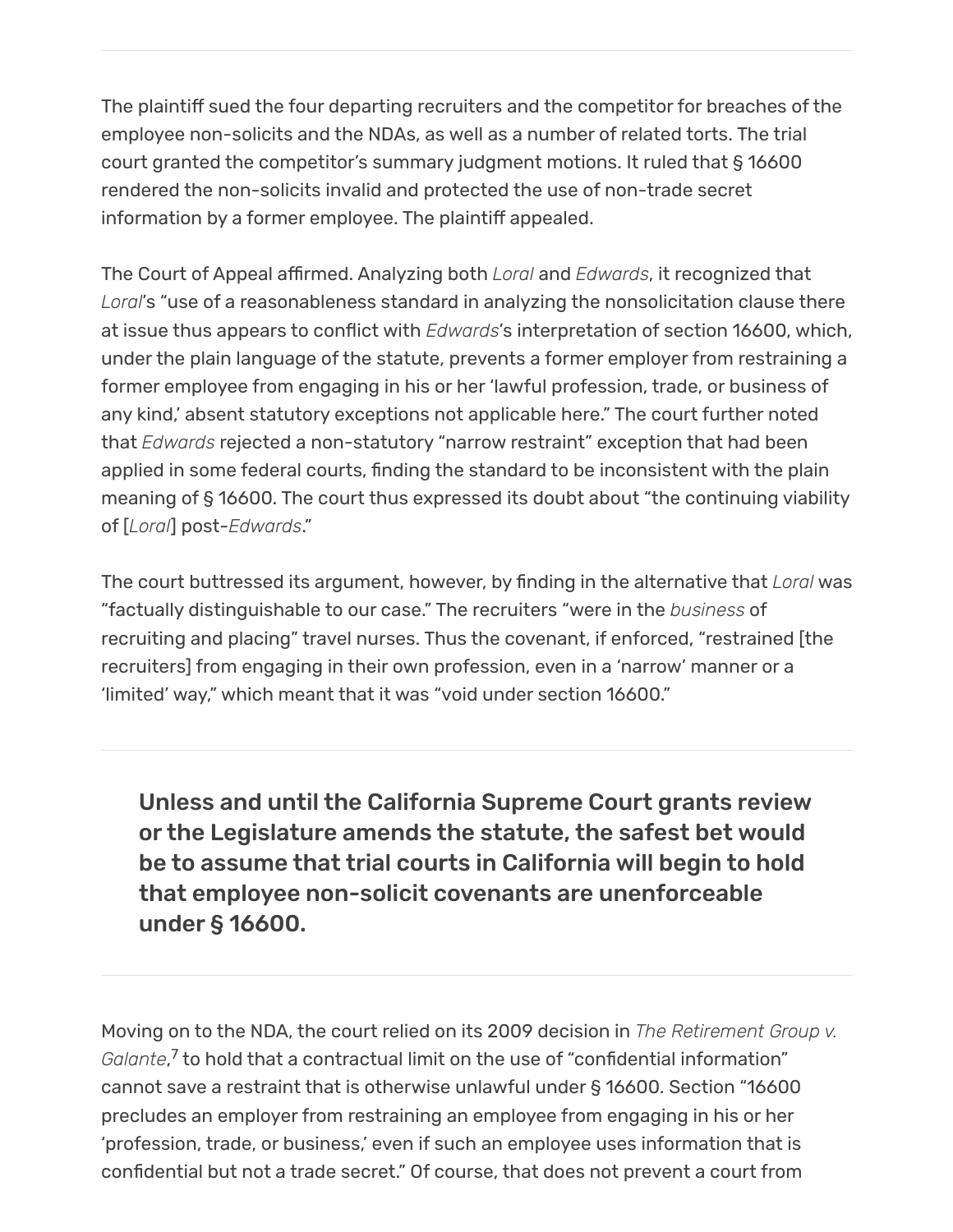The plaintiff sued the four departing recruiters and the competitor for breaches of the employee non-solicits and the NDAs, as well as a number of related torts. The trial court granted the competitor's summary judgment motions. It ruled that § 16600 rendered the non-solicits invalid and protected the use of non-trade secret information by a former employee. The plaintiff appealed.

The Court of Appeal affirmed. Analyzing both *Loral* and *Edwards*, it recognized that *Loral*'s "use of a reasonableness standard in analyzing the nonsolicitation clause there at issue thus appears to conflict with *Edwards*'s interpretation of section 16600, which, under the plain language of the statute, prevents a former employer from restraining a former employee from engaging in his or her 'lawful profession, trade, or business of any kind,' absent statutory exceptions not applicable here." The court further noted that *Edwards* rejected a non-statutory "narrow restraint" exception that had been applied in some federal courts, finding the standard to be inconsistent with the plain meaning of § 16600. The court thus expressed its doubt about "the continuing viability of [*Loral*] post-*Edwards*."

The court buttressed its argument, however, by finding in the alternative that *Loral* was "factually distinguishable to our case." The recruiters "were in the *business* of recruiting and placing" travel nurses. Thus the covenant, if enforced, "restrained [the recruiters] from engaging in their own profession, even in a 'narrow' manner or a 'limited' way," which meant that it was "void under section 16600."

> **Unless and until the California Supreme Court grants review or the Legislature amends the statute, the safest bet would be to assume that trial courts in California will begin to hold that employee non-solicit covenants are unenforceable under § 16600.**

Moving on to the NDA, the court relied on its 2009 decision in *The Retirement Group v. Galante*,[7] to hold that a contractual limit on the use of "confidential information" cannot save a restraint that is otherwise unlawful under § 16600. Section "16600 precludes an employer from restraining an employee from engaging in his or her 'profession, trade, or business,' even if such an employee uses information that is confidential but not a trade secret." Of course, that does not prevent a court from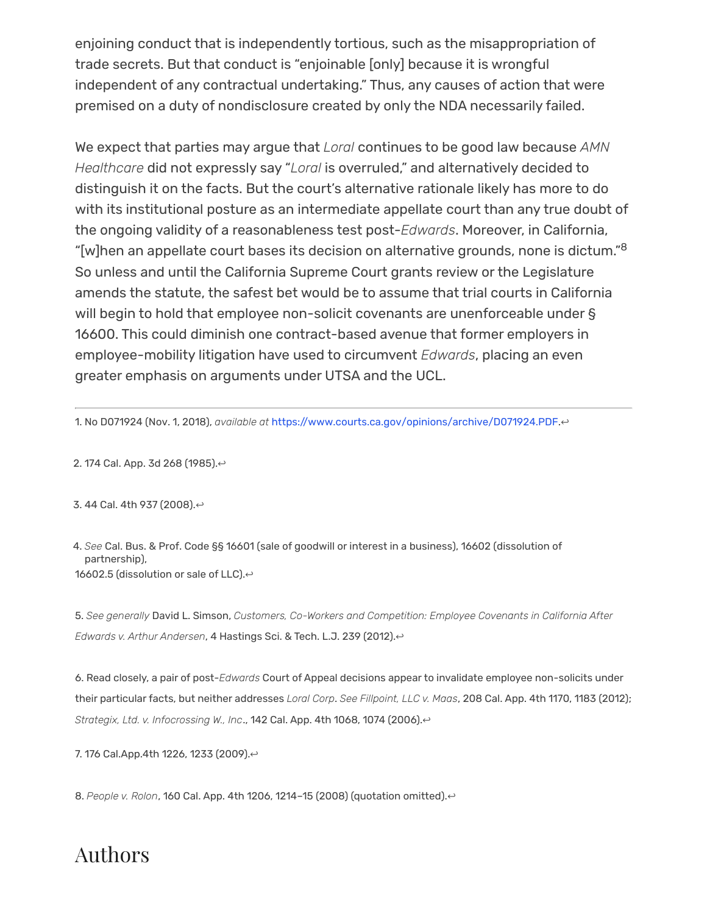enjoining conduct that is independently tortious, such as the misappropriation of trade secrets. But that conduct is "enjoinable [only] because it is wrongful independent of any contractual undertaking." Thus, any causes of action that were premised on a duty of nondisclosure created by only the NDA necessarily failed.

We expect that parties may argue that *Loral* continues to be good law because *AMN Healthcare* did not expressly say "*Loral* is overruled," and alternatively decided to distinguish it on the facts. But the court's alternative rationale likely has more to do with its institutional posture as an intermediate appellate court than any true doubt of the ongoing validity of a reasonableness test post-*Edwards*. Moreover, in California, "[w]hen an appellate court bases its decision on alternative grounds, none is dictum."[8] So unless and until the California Supreme Court grants review or the Legislature amends the statute, the safest bet would be to assume that trial courts in California will begin to hold that employee non-solicit covenants are unenforceable under § 16600. This could diminish one contract-based avenue that former employers in employee-mobility litigation have used to circumvent *Edwards*, placing an even greater emphasis on arguments under UTSA and the UCL.

---

1. No D071924 (Nov. 1, 2018), *available at* https://www.courts.ca.gov/opinions/archive/D071924.PDF.↩

2. 174 Cal. App. 3d 268 (1985).↩

3. 44 Cal. 4th 937 (2008).↩

4. *See* Cal. Bus. & Prof. Code §§ 16601 (sale of goodwill or interest in a business), 16602 (dissolution of partnership), 16602.5 (dissolution or sale of LLC).↩

5. *See generally* David L. Simson, *Customers, Co-Workers and Competition: Employee Covenants in California After Edwards v. Arthur Andersen*, 4 Hastings Sci. & Tech. L.J. 239 (2012).↩

6. Read closely, a pair of post-*Edwards* Court of Appeal decisions appear to invalidate employee non-solicits under their particular facts, but neither addresses *Loral Corp*. *See Fillpoint, LLC v. Maas*, 208 Cal. App. 4th 1170, 1183 (2012); *Strategix, Ltd. v. Infocrossing W., Inc*., 142 Cal. App. 4th 1068, 1074 (2006).↩

7. 176 Cal.App.4th 1226, 1233 (2009).↩

8. *People v. Rolon*, 160 Cal. App. 4th 1206, 1214–15 (2008) (quotation omitted).↩

# Authors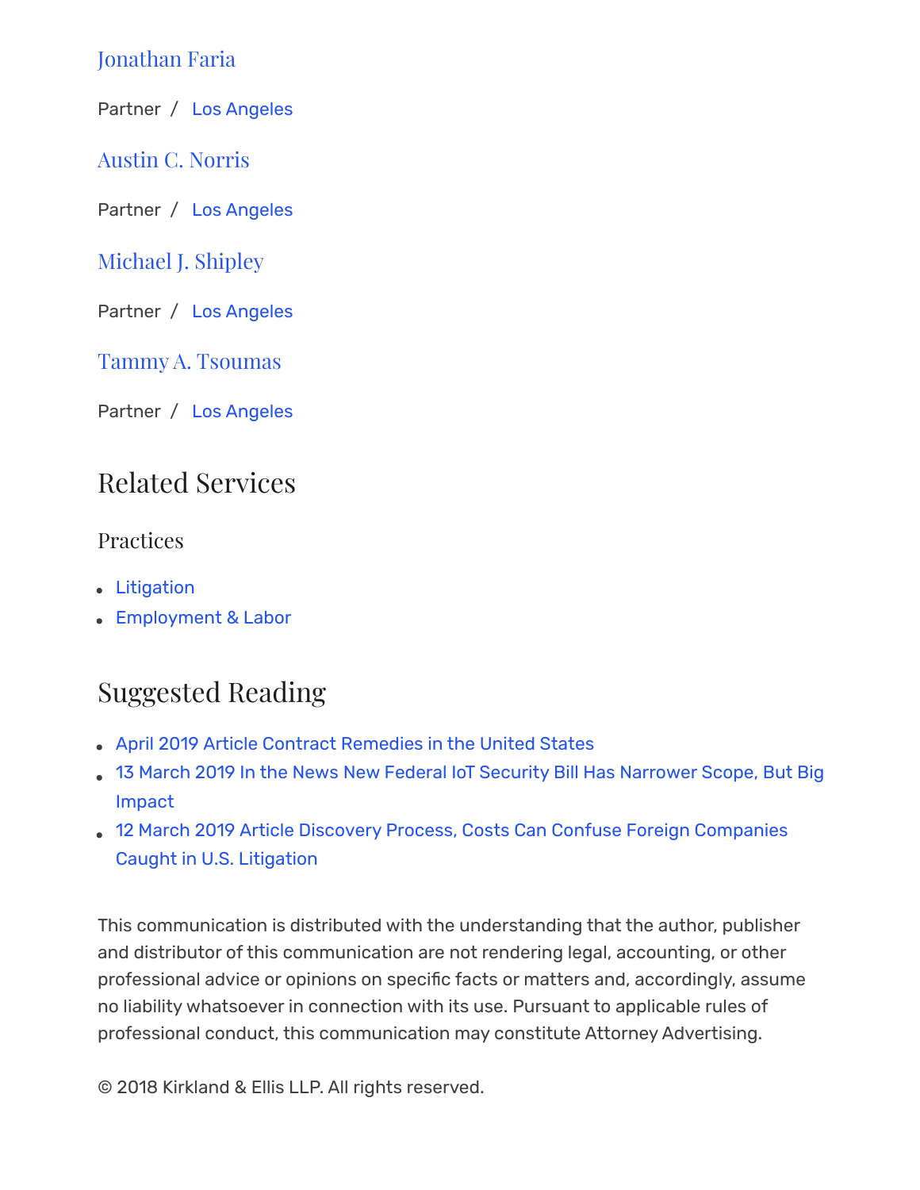Jonathan Faria

Partner / Los Angeles

Austin C. Norris

Partner / Los Angeles

Michael J. Shipley

Partner / Los Angeles

Tammy A. Tsoumas

Partner / Los Angeles

## Related Services

### Practices

- Litigation
- Employment & Labor

## Suggested Reading

- April 2019 Article Contract Remedies in the United States
- 13 March 2019 In the News New Federal IoT Security Bill Has Narrower Scope, But Big Impact
- 12 March 2019 Article Discovery Process, Costs Can Confuse Foreign Companies Caught in U.S. Litigation

This communication is distributed with the understanding that the author, publisher and distributor of this communication are not rendering legal, accounting, or other professional advice or opinions on specific facts or matters and, accordingly, assume no liability whatsoever in connection with its use. Pursuant to applicable rules of professional conduct, this communication may constitute Attorney Advertising.

© 2018 Kirkland & Ellis LLP. All rights reserved.